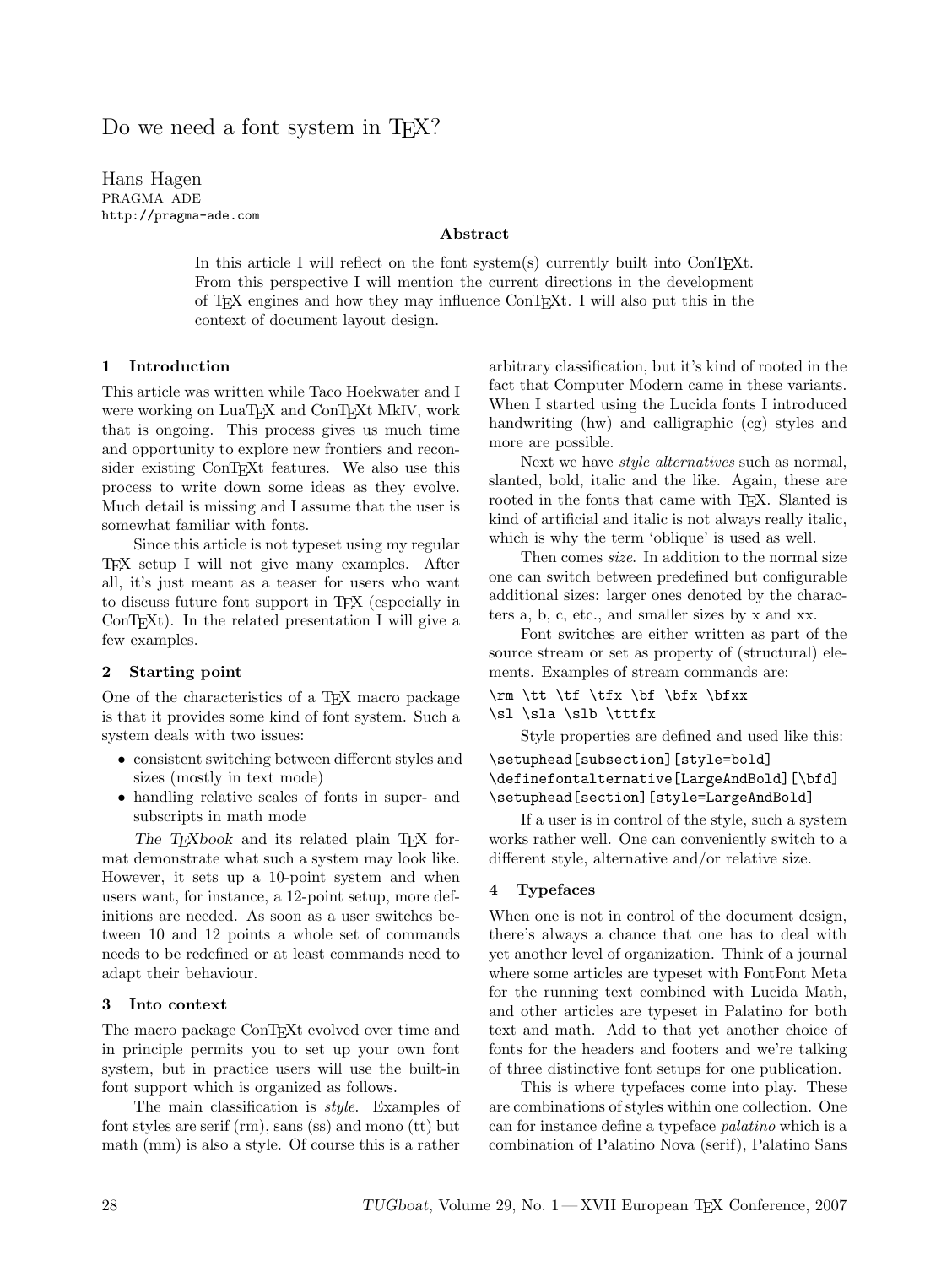# Do we need a font system in TEX?

Hans Hagen
PRAGMA ADE
http://pragma-ade.com

### Abstract

In this article I will reflect on the font system(s) currently built into ConTEXt. From this perspective I will mention the current directions in the development of TEX engines and how they may influence ConTEXt. I will also put this in the context of document layout design.

## 1 Introduction

This article was written while Taco Hoekwater and I were working on LuaTEX and ConTEXt MkIV, work that is ongoing. This process gives us much time and opportunity to explore new frontiers and reconsider existing ConTEXt features. We also use this process to write down some ideas as they evolve. Much detail is missing and I assume that the user is somewhat familiar with fonts.

Since this article is not typeset using my regular TEX setup I will not give many examples. After all, it's just meant as a teaser for users who want to discuss future font support in TEX (especially in ConTEXt). In the related presentation I will give a few examples.

## 2 Starting point

One of the characteristics of a TEX macro package is that it provides some kind of font system. Such a system deals with two issues:

- consistent switching between different styles and sizes (mostly in text mode)
- handling relative scales of fonts in super- and subscripts in math mode

*The TEXbook* and its related plain TEX format demonstrate what such a system may look like. However, it sets up a 10-point system and when users want, for instance, a 12-point setup, more definitions are needed. As soon as a user switches between 10 and 12 points a whole set of commands needs to be redefined or at least commands need to adapt their behaviour.

## 3 Into context

The macro package ConTEXt evolved over time and in principle permits you to set up your own font system, but in practice users will use the built-in font support which is organized as follows.

The main classification is *style*. Examples of font styles are serif (rm), sans (ss) and mono (tt) but math (mm) is also a style. Of course this is a rather arbitrary classification, but it's kind of rooted in the fact that Computer Modern came in these variants. When I started using the Lucida fonts I introduced handwriting (hw) and calligraphic (cg) styles and more are possible.

Next we have *style alternatives* such as normal, slanted, bold, italic and the like. Again, these are rooted in the fonts that came with TEX. Slanted is kind of artificial and italic is not always really italic, which is why the term 'oblique' is used as well.

Then comes *size*. In addition to the normal size one can switch between predefined but configurable additional sizes: larger ones denoted by the characters a, b, c, etc., and smaller sizes by x and xx.

Font switches are either written as part of the source stream or set as property of (structural) elements. Examples of stream commands are:

```
\rm \tt \tf \tfx \bf \bfx \bfxx
\sl \sla \slb \tttfx
```

Style properties are defined and used like this:

```
\setuphead[subsection][style=bold]
\definefontalternative[LargeAndBold][\bfd]
\setuphead[section][style=LargeAndBold]
```

If a user is in control of the style, such a system works rather well. One can conveniently switch to a different style, alternative and/or relative size.

## 4 Typefaces

When one is not in control of the document design, there's always a chance that one has to deal with yet another level of organization. Think of a journal where some articles are typeset with FontFont Meta for the running text combined with Lucida Math, and other articles are typeset in Palatino for both text and math. Add to that yet another choice of fonts for the headers and footers and we're talking of three distinctive font setups for one publication.

This is where typefaces come into play. These are combinations of styles within one collection. One can for instance define a typeface *palatino* which is a combination of Palatino Nova (serif), Palatino Sans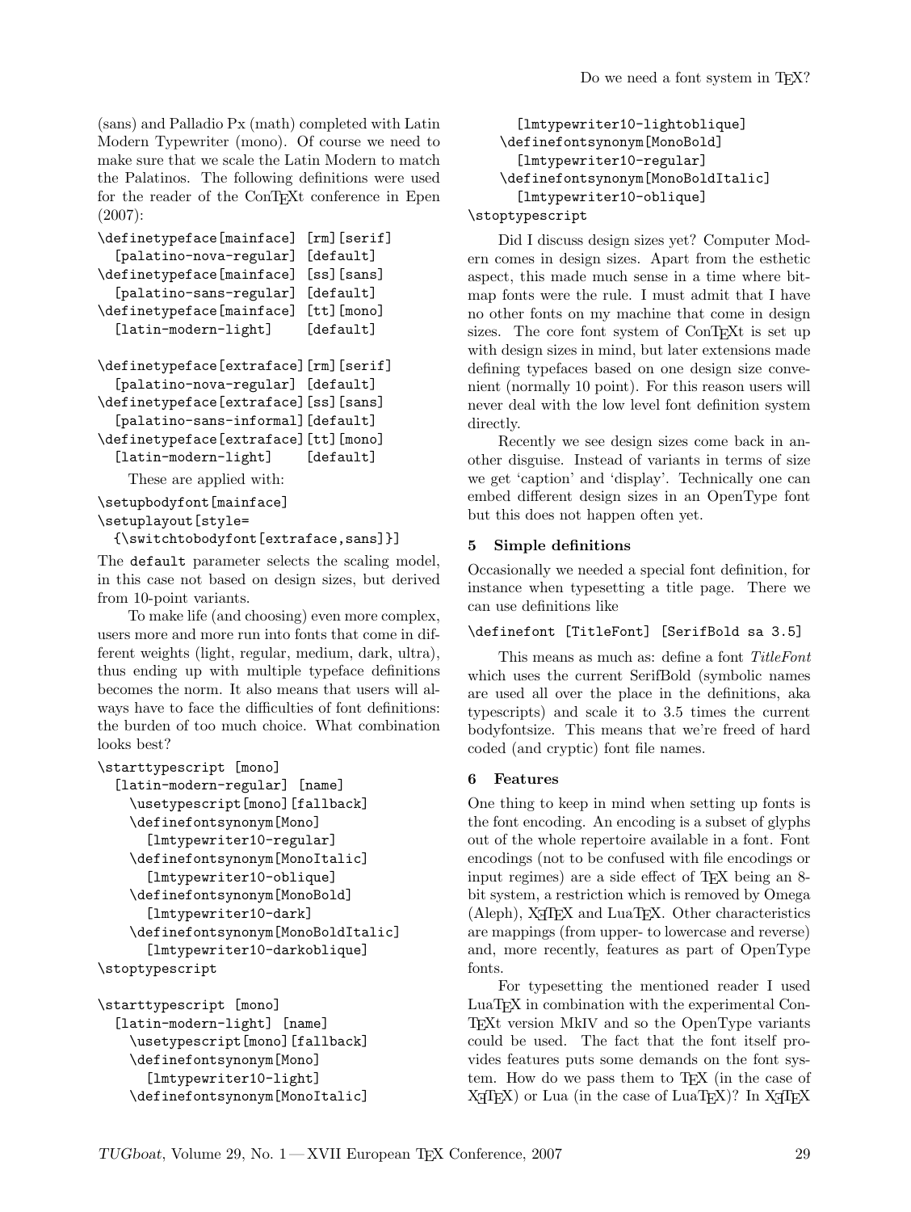(sans) and Palladio Px (math) completed with Latin Modern Typewriter (mono). Of course we need to make sure that we scale the Latin Modern to match the Palatinos. The following definitions were used for the reader of the ConTEXt conference in Epen (2007):

```
\definetypeface[mainface] [rm][serif]
  [palatino-nova-regular] [default]
\definetypeface[mainface] [ss][sans]
  [palatino-sans-regular] [default]
\definetypeface[mainface] [tt][mono]
  [latin-modern-light]    [default]

\definetypeface[extraface][rm][serif]
  [palatino-nova-regular] [default]
\definetypeface[extraface][ss][sans]
  [palatino-sans-informal][default]
\definetypeface[extraface][tt][mono]
  [latin-modern-light]    [default]
```

These are applied with:

```
\setupbodyfont[mainface]
\setuplayout[style=
  {\switchtobodyfont[extraface,sans]}]
```

The `default` parameter selects the scaling model, in this case not based on design sizes, but derived from 10-point variants.

To make life (and choosing) even more complex, users more and more run into fonts that come in different weights (light, regular, medium, dark, ultra), thus ending up with multiple typeface definitions becomes the norm. It also means that users will always have to face the difficulties of font definitions: the burden of too much choice. What combination looks best?

```
\starttypescript [mono]
  [latin-modern-regular] [name]
    \usetypescript[mono][fallback]
    \definefontsynonym[Mono]
      [lmtypewriter10-regular]
    \definefontsynonym[MonoItalic]
      [lmtypewriter10-oblique]
    \definefontsynonym[MonoBold]
      [lmtypewriter10-dark]
    \definefontsynonym[MonoBoldItalic]
      [lmtypewriter10-darkoblique]
\stoptypescript

\starttypescript [mono]
  [latin-modern-light] [name]
    \usetypescript[mono][fallback]
    \definefontsynonym[Mono]
      [lmtypewriter10-light]
    \definefontsynonym[MonoItalic]
      [lmtypewriter10-lightoblique]
    \definefontsynonym[MonoBold]
      [lmtypewriter10-regular]
    \definefontsynonym[MonoBoldItalic]
      [lmtypewriter10-oblique]
\stoptypescript
```

Did I discuss design sizes yet? Computer Modern comes in design sizes. Apart from the esthetic aspect, this made much sense in a time where bitmap fonts were the rule. I must admit that I have no other fonts on my machine that come in design sizes. The core font system of ConTEXt is set up with design sizes in mind, but later extensions made defining typefaces based on one design size convenient (normally 10 point). For this reason users will never deal with the low level font definition system directly.

Recently we see design sizes come back in another disguise. Instead of variants in terms of size we get 'caption' and 'display'. Technically one can embed different design sizes in an OpenType font but this does not happen often yet.

## 5 Simple definitions

Occasionally we needed a special font definition, for instance when typesetting a title page. There we can use definitions like

```
\definefont [TitleFont] [SerifBold sa 3.5]
```

This means as much as: define a font *TitleFont* which uses the current SerifBold (symbolic names are used all over the place in the definitions, aka typescripts) and scale it to 3.5 times the current bodyfontsize. This means that we're freed of hard coded (and cryptic) font file names.

## 6 Features

One thing to keep in mind when setting up fonts is the font encoding. An encoding is a subset of glyphs out of the whole repertoire available in a font. Font encodings (not to be confused with file encodings or input regimes) are a side effect of TEX being an 8-bit system, a restriction which is removed by Omega (Aleph), XETEX and LuaTEX. Other characteristics are mappings (from upper- to lowercase and reverse) and, more recently, features as part of OpenType fonts.

For typesetting the mentioned reader I used LuaTEX in combination with the experimental ConTEXt version MkIV and so the OpenType variants could be used. The fact that the font itself provides features puts some demands on the font system. How do we pass them to TEX (in the case of XETEX) or Lua (in the case of LuaTEX)? In XETEX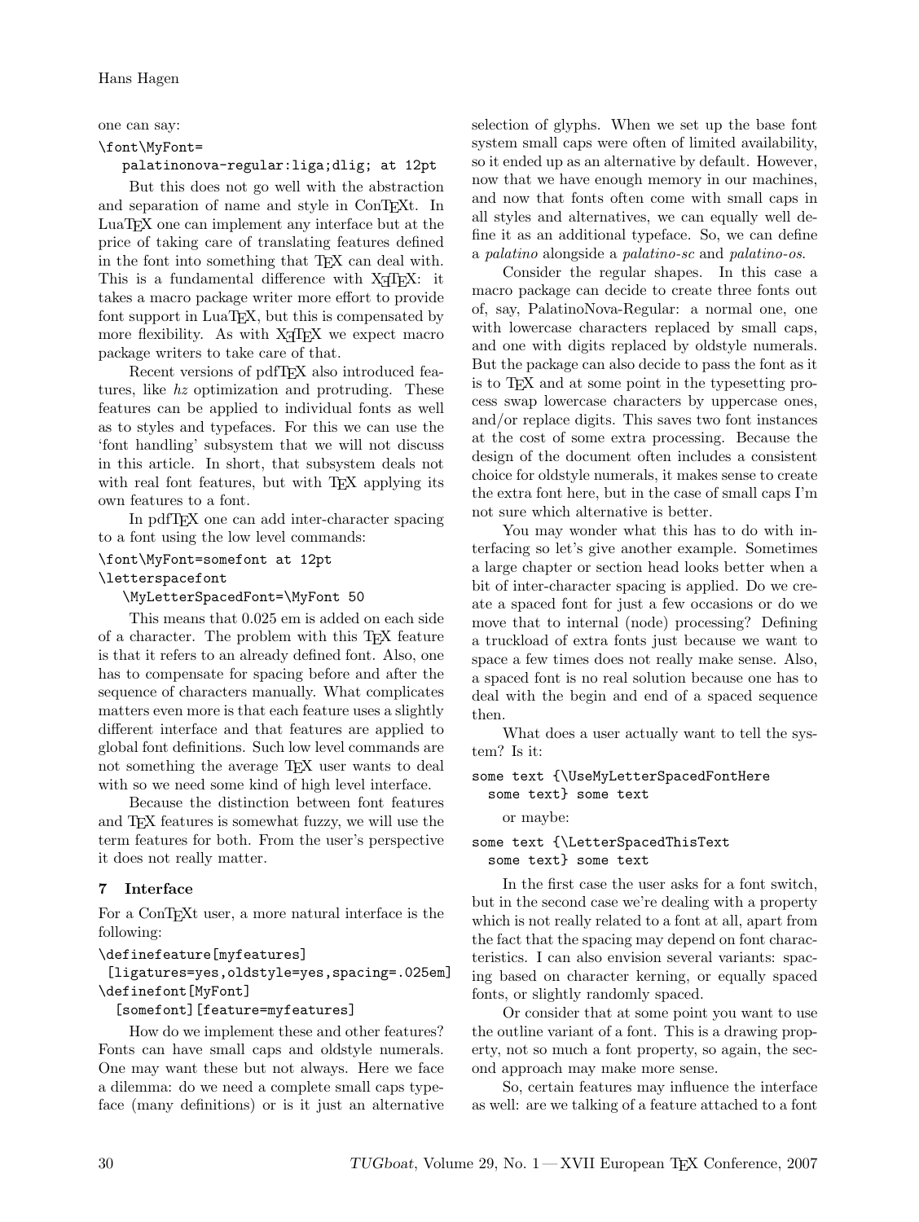one can say:

```
\font\MyFont=
   palatinonova-regular:liga;dlig; at 12pt
```

But this does not go well with the abstraction and separation of name and style in ConTEXt. In LuaTEX one can implement any interface but at the price of taking care of translating features defined in the font into something that TEX can deal with. This is a fundamental difference with XeTEX: it takes a macro package writer more effort to provide font support in LuaTEX, but this is compensated by more flexibility. As with XeTEX we expect macro package writers to take care of that.

Recent versions of pdfTEX also introduced features, like *hz* optimization and protruding. These features can be applied to individual fonts as well as to styles and typefaces. For this we can use the 'font handling' subsystem that we will not discuss in this article. In short, that subsystem deals not with real font features, but with TEX applying its own features to a font.

In pdfTEX one can add inter-character spacing to a font using the low level commands:

```
\font\MyFont=somefont at 12pt
\letterspacefont
   \MyLetterSpacedFont=\MyFont 50
```

This means that 0.025 em is added on each side of a character. The problem with this TEX feature is that it refers to an already defined font. Also, one has to compensate for spacing before and after the sequence of characters manually. What complicates matters even more is that each feature uses a slightly different interface and that features are applied to global font definitions. Such low level commands are not something the average TEX user wants to deal with so we need some kind of high level interface.

Because the distinction between font features and TEX features is somewhat fuzzy, we will use the term features for both. From the user's perspective it does not really matter.

## 7 Interface

For a ConTEXt user, a more natural interface is the following:

```
\definefeature[myfeatures]
 [ligatures=yes,oldstyle=yes,spacing=.025em]
\definefont[MyFont]
  [somefont][feature=myfeatures]
```

How do we implement these and other features? Fonts can have small caps and oldstyle numerals. One may want these but not always. Here we face a dilemma: do we need a complete small caps typeface (many definitions) or is it just an alternative selection of glyphs. When we set up the base font system small caps were often of limited availability, so it ended up as an alternative by default. However, now that we have enough memory in our machines, and now that fonts often come with small caps in all styles and alternatives, we can equally well define it as an additional typeface. So, we can define a *palatino* alongside a *palatino-sc* and *palatino-os*.

Consider the regular shapes. In this case a macro package can decide to create three fonts out of, say, PalatinoNova-Regular: a normal one, one with lowercase characters replaced by small caps, and one with digits replaced by oldstyle numerals. But the package can also decide to pass the font as it is to TEX and at some point in the typesetting process swap lowercase characters by uppercase ones, and/or replace digits. This saves two font instances at the cost of some extra processing. Because the design of the document often includes a consistent choice for oldstyle numerals, it makes sense to create the extra font here, but in the case of small caps I'm not sure which alternative is better.

You may wonder what this has to do with interfacing so let's give another example. Sometimes a large chapter or section head looks better when a bit of inter-character spacing is applied. Do we create a spaced font for just a few occasions or do we move that to internal (node) processing? Defining a truckload of extra fonts just because we want to space a few times does not really make sense. Also, a spaced font is no real solution because one has to deal with the begin and end of a spaced sequence then.

What does a user actually want to tell the system? Is it:

```
some text {\UseMyLetterSpacedFontHere
  some text} some text
```

or maybe:

```
some text {\LetterSpacedThisText
  some text} some text
```

In the first case the user asks for a font switch, but in the second case we're dealing with a property which is not really related to a font at all, apart from the fact that the spacing may depend on font characteristics. I can also envision several variants: spacing based on character kerning, or equally spaced fonts, or slightly randomly spaced.

Or consider that at some point you want to use the outline variant of a font. This is a drawing property, not so much a font property, so again, the second approach may make more sense.

So, certain features may influence the interface as well: are we talking of a feature attached to a font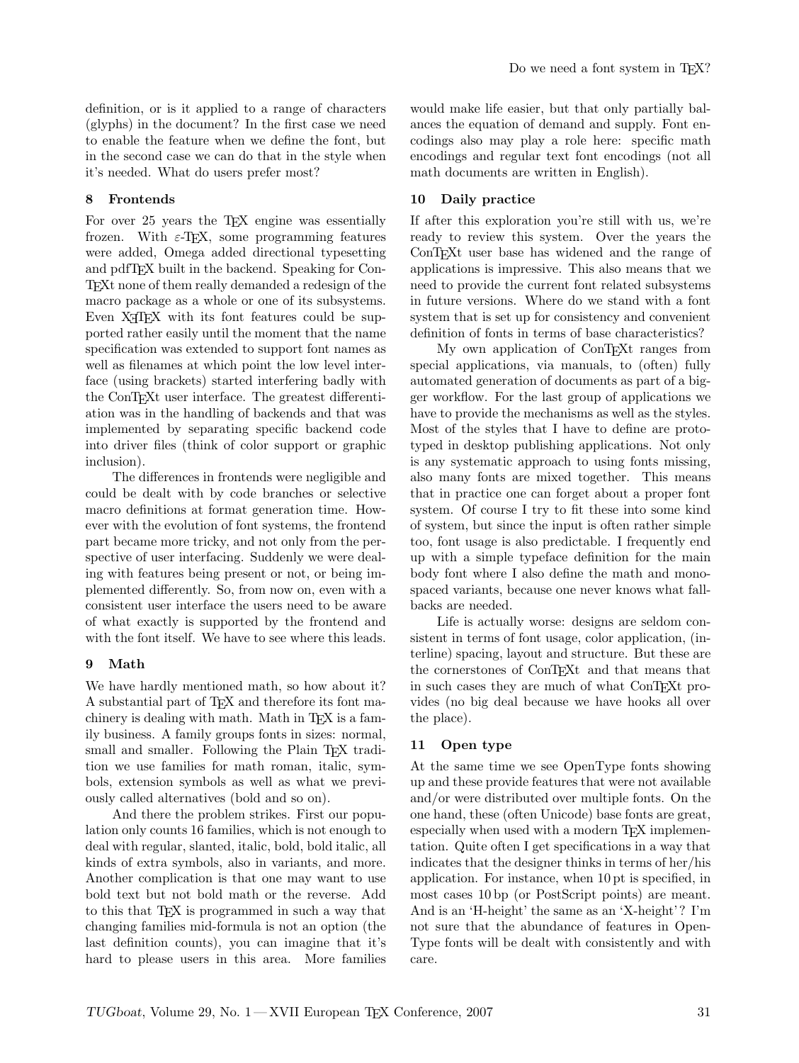definition, or is it applied to a range of characters (glyphs) in the document? In the first case we need to enable the feature when we define the font, but in the second case we can do that in the style when it's needed. What do users prefer most?

## 8 Frontends

For over 25 years the TeX engine was essentially frozen. With ε-TeX, some programming features were added, Omega added directional typesetting and pdfTeX built in the backend. Speaking for ConTeXt none of them really demanded a redesign of the macro package as a whole or one of its subsystems. Even XeTeX with its font features could be supported rather easily until the moment that the name specification was extended to support font names as well as filenames at which point the low level interface (using brackets) started interfering badly with the ConTeXt user interface. The greatest differentiation was in the handling of backends and that was implemented by separating specific backend code into driver files (think of color support or graphic inclusion).

The differences in frontends were negligible and could be dealt with by code branches or selective macro definitions at format generation time. However with the evolution of font systems, the frontend part became more tricky, and not only from the perspective of user interfacing. Suddenly we were dealing with features being present or not, or being implemented differently. So, from now on, even with a consistent user interface the users need to be aware of what exactly is supported by the frontend and with the font itself. We have to see where this leads.

## 9 Math

We have hardly mentioned math, so how about it? A substantial part of TeX and therefore its font machinery is dealing with math. Math in TeX is a family business. A family groups fonts in sizes: normal, small and smaller. Following the Plain TeX tradition we use families for math roman, italic, symbols, extension symbols as well as what we previously called alternatives (bold and so on).

And there the problem strikes. First our population only counts 16 families, which is not enough to deal with regular, slanted, italic, bold, bold italic, all kinds of extra symbols, also in variants, and more. Another complication is that one may want to use bold text but not bold math or the reverse. Add to this that TeX is programmed in such a way that changing families mid-formula is not an option (the last definition counts), you can imagine that it's hard to please users in this area. More families would make life easier, but that only partially balances the equation of demand and supply. Font encodings also may play a role here: specific math encodings and regular text font encodings (not all math documents are written in English).

## 10 Daily practice

If after this exploration you're still with us, we're ready to review this system. Over the years the ConTeXt user base has widened and the range of applications is impressive. This also means that we need to provide the current font related subsystems in future versions. Where do we stand with a font system that is set up for consistency and convenient definition of fonts in terms of base characteristics?

My own application of ConTeXt ranges from special applications, via manuals, to (often) fully automated generation of documents as part of a bigger workflow. For the last group of applications we have to provide the mechanisms as well as the styles. Most of the styles that I have to define are prototyped in desktop publishing applications. Not only is any systematic approach to using fonts missing, also many fonts are mixed together. This means that in practice one can forget about a proper font system. Of course I try to fit these into some kind of system, but since the input is often rather simple too, font usage is also predictable. I frequently end up with a simple typeface definition for the main body font where I also define the math and monospaced variants, because one never knows what fallbacks are needed.

Life is actually worse: designs are seldom consistent in terms of font usage, color application, (interline) spacing, layout and structure. But these are the cornerstones of ConTeXt and that means that in such cases they are much of what ConTeXt provides (no big deal because we have hooks all over the place).

## 11 Open type

At the same time we see OpenType fonts showing up and these provide features that were not available and/or were distributed over multiple fonts. On the one hand, these (often Unicode) base fonts are great, especially when used with a modern TeX implementation. Quite often I get specifications in a way that indicates that the designer thinks in terms of her/his application. For instance, when 10 pt is specified, in most cases 10 bp (or PostScript points) are meant. And is an 'H-height' the same as an 'X-height'? I'm not sure that the abundance of features in OpenType fonts will be dealt with consistently and with care.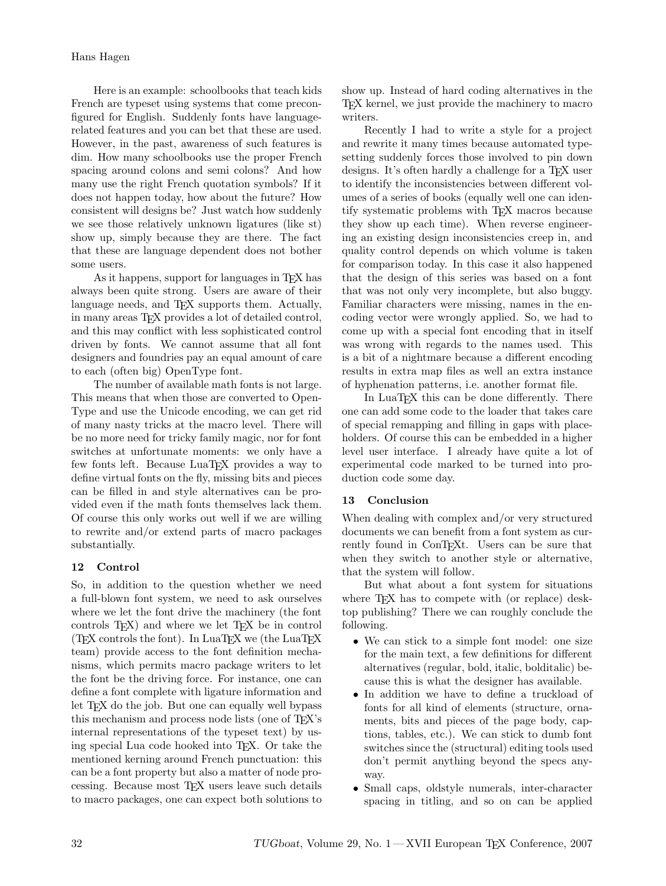Here is an example: schoolbooks that teach kids French are typeset using systems that come preconfigured for English. Suddenly fonts have language-related features and you can bet that these are used. However, in the past, awareness of such features is dim. How many schoolbooks use the proper French spacing around colons and semi colons? And how many use the right French quotation symbols? If it does not happen today, how about the future? How consistent will designs be? Just watch how suddenly we see those relatively unknown ligatures (like st) show up, simply because they are there. The fact that these are language dependent does not bother some users.

As it happens, support for languages in TeX has always been quite strong. Users are aware of their language needs, and TeX supports them. Actually, in many areas TeX provides a lot of detailed control, and this may conflict with less sophisticated control driven by fonts. We cannot assume that all font designers and foundries pay an equal amount of care to each (often big) OpenType font.

The number of available math fonts is not large. This means that when those are converted to OpenType and use the Unicode encoding, we can get rid of many nasty tricks at the macro level. There will be no more need for tricky family magic, nor for font switches at unfortunate moments: we only have a few fonts left. Because LuaTeX provides a way to define virtual fonts on the fly, missing bits and pieces can be filled in and style alternatives can be provided even if the math fonts themselves lack them. Of course this only works out well if we are willing to rewrite and/or extend parts of macro packages substantially.

## 12 Control

So, in addition to the question whether we need a full-blown font system, we need to ask ourselves where we let the font drive the machinery (the font controls TeX) and where we let TeX be in control (TeX controls the font). In LuaTeX we (the LuaTeX team) provide access to the font definition mechanisms, which permits macro package writers to let the font be the driving force. For instance, one can define a font complete with ligature information and let TeX do the job. But one can equally well bypass this mechanism and process node lists (one of TeX's internal representations of the typeset text) by using special Lua code hooked into TeX. Or take the mentioned kerning around French punctuation: this can be a font property but also a matter of node processing. Because most TeX users leave such details to macro packages, one can expect both solutions to show up. Instead of hard coding alternatives in the TeX kernel, we just provide the machinery to macro writers.

Recently I had to write a style for a project and rewrite it many times because automated typesetting suddenly forces those involved to pin down designs. It's often hardly a challenge for a TeX user to identify the inconsistencies between different volumes of a series of books (equally well one can identify systematic problems with TeX macros because they show up each time). When reverse engineering an existing design inconsistencies creep in, and quality control depends on which volume is taken for comparison today. In this case it also happened that the design of this series was based on a font that was not only very incomplete, but also buggy. Familiar characters were missing, names in the encoding vector were wrongly applied. So, we had to come up with a special font encoding that in itself was wrong with regards to the names used. This is a bit of a nightmare because a different encoding results in extra map files as well an extra instance of hyphenation patterns, i.e. another format file.

In LuaTeX this can be done differently. There one can add some code to the loader that takes care of special remapping and filling in gaps with placeholders. Of course this can be embedded in a higher level user interface. I already have quite a lot of experimental code marked to be turned into production code some day.

## 13 Conclusion

When dealing with complex and/or very structured documents we can benefit from a font system as currently found in ConTeXt. Users can be sure that when they switch to another style or alternative, that the system will follow.

But what about a font system for situations where TeX has to compete with (or replace) desktop publishing? There we can roughly conclude the following.

- We can stick to a simple font model: one size for the main text, a few definitions for different alternatives (regular, bold, italic, bolditalic) because this is what the designer has available.
- In addition we have to define a truckload of fonts for all kind of elements (structure, ornaments, bits and pieces of the page body, captions, tables, etc.). We can stick to dumb font switches since the (structural) editing tools used don't permit anything beyond the specs anyway.
- Small caps, oldstyle numerals, inter-character spacing in titling, and so on can be applied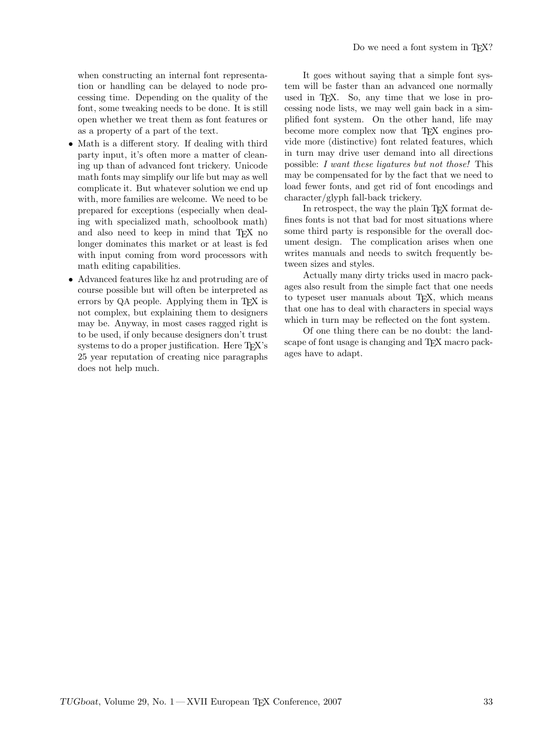when constructing an internal font representation or handling can be delayed to node processing time. Depending on the quality of the font, some tweaking needs to be done. It is still open whether we treat them as font features or as a property of a part of the text.

- Math is a different story. If dealing with third party input, it's often more a matter of cleaning up than of advanced font trickery. Unicode math fonts may simplify our life but may as well complicate it. But whatever solution we end up with, more families are welcome. We need to be prepared for exceptions (especially when dealing with specialized math, schoolbook math) and also need to keep in mind that TEX no longer dominates this market or at least is fed with input coming from word processors with math editing capabilities.
- Advanced features like hz and protruding are of course possible but will often be interpreted as errors by QA people. Applying them in TEX is not complex, but explaining them to designers may be. Anyway, in most cases ragged right is to be used, if only because designers don't trust systems to do a proper justification. Here TEX's 25 year reputation of creating nice paragraphs does not help much.

It goes without saying that a simple font system will be faster than an advanced one normally used in TEX. So, any time that we lose in processing node lists, we may well gain back in a simplified font system. On the other hand, life may become more complex now that TEX engines provide more (distinctive) font related features, which in turn may drive user demand into all directions possible: *I want these ligatures but not those!* This may be compensated for by the fact that we need to load fewer fonts, and get rid of font encodings and character/glyph fall-back trickery.

In retrospect, the way the plain TEX format defines fonts is not that bad for most situations where some third party is responsible for the overall document design. The complication arises when one writes manuals and needs to switch frequently between sizes and styles.

Actually many dirty tricks used in macro packages also result from the simple fact that one needs to typeset user manuals about TEX, which means that one has to deal with characters in special ways which in turn may be reflected on the font system.

Of one thing there can be no doubt: the landscape of font usage is changing and TEX macro packages have to adapt.